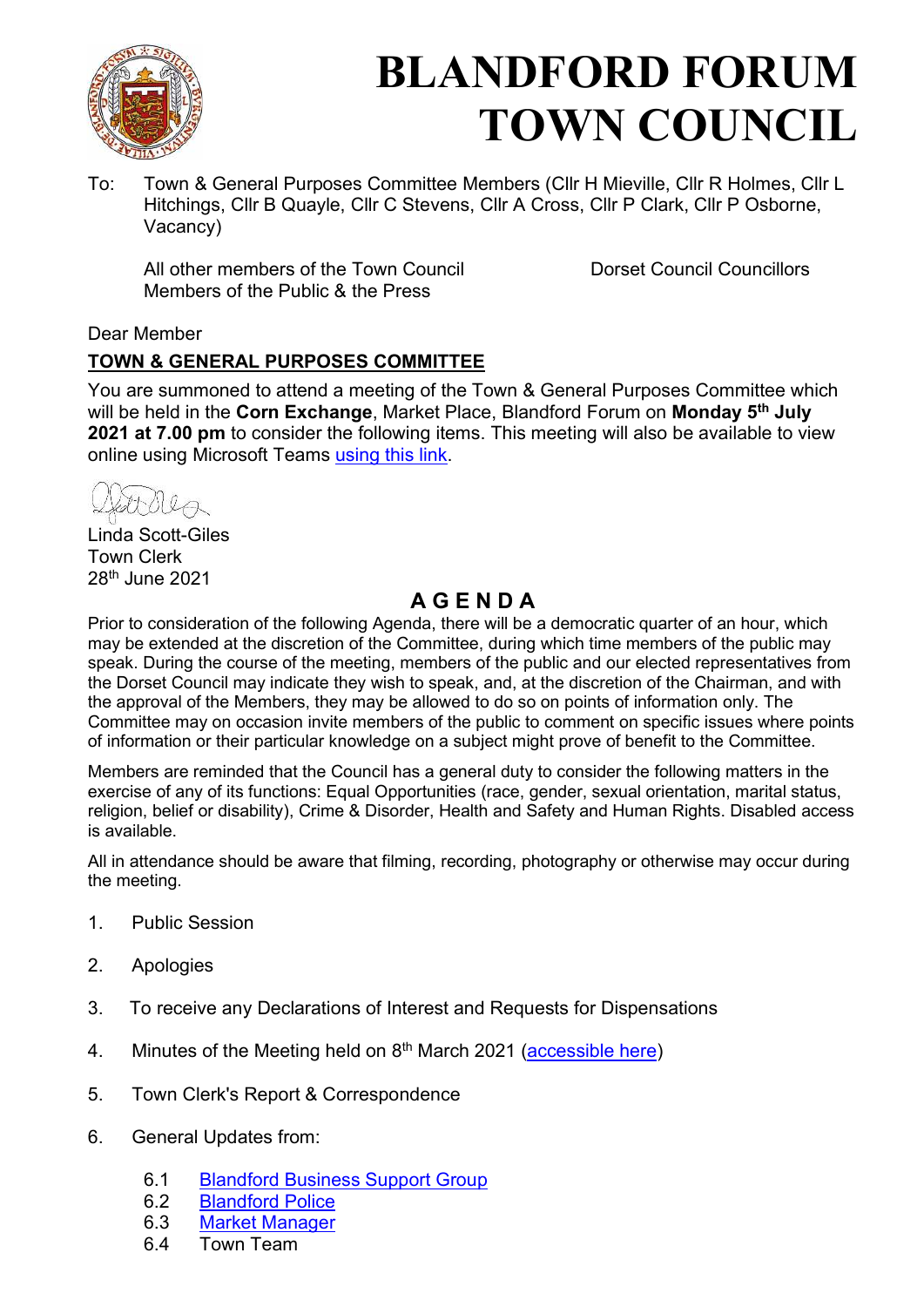# BLANDFORD FORUM TOWN COUNCIL

To: Town & General Purposes Committee Members (Cllr H Mieville, Cllr R Holmes, Cllr L Hitchings, Cllr B Quayle, Cllr C Stevens, Cllr A Cross, Cllr P Clark, Cllr P Osborne, Vacancy)

All other members of the Town Council
Members of the Public & the Press

Dorset Council Councillors

Dear Member

## TOWN & GENERAL PURPOSES COMMITTEE

You are summoned to attend a meeting of the Town & General Purposes Committee which will be held in the **Corn Exchange**, Market Place, Blandford Forum on **Monday 5th July 2021 at 7.00 pm** to consider the following items. This meeting will also be available to view online using Microsoft Teams using this link.

Linda Scott-Giles
Town Clerk
28th June 2021

## A G E N D A

Prior to consideration of the following Agenda, there will be a democratic quarter of an hour, which may be extended at the discretion of the Committee, during which time members of the public may speak. During the course of the meeting, members of the public and our elected representatives from the Dorset Council may indicate they wish to speak, and, at the discretion of the Chairman, and with the approval of the Members, they may be allowed to do so on points of information only. The Committee may on occasion invite members of the public to comment on specific issues where points of information or their particular knowledge on a subject might prove of benefit to the Committee.

Members are reminded that the Council has a general duty to consider the following matters in the exercise of any of its functions: Equal Opportunities (race, gender, sexual orientation, marital status, religion, belief or disability), Crime & Disorder, Health and Safety and Human Rights. Disabled access is available.

All in attendance should be aware that filming, recording, photography or otherwise may occur during the meeting.

1. Public Session

2. Apologies

3. To receive any Declarations of Interest and Requests for Dispensations

4. Minutes of the Meeting held on 8th March 2021 (accessible here)

5. Town Clerk's Report & Correspondence

6. General Updates from:

   6.1 Blandford Business Support Group
   6.2 Blandford Police
   6.3 Market Manager
   6.4 Town Team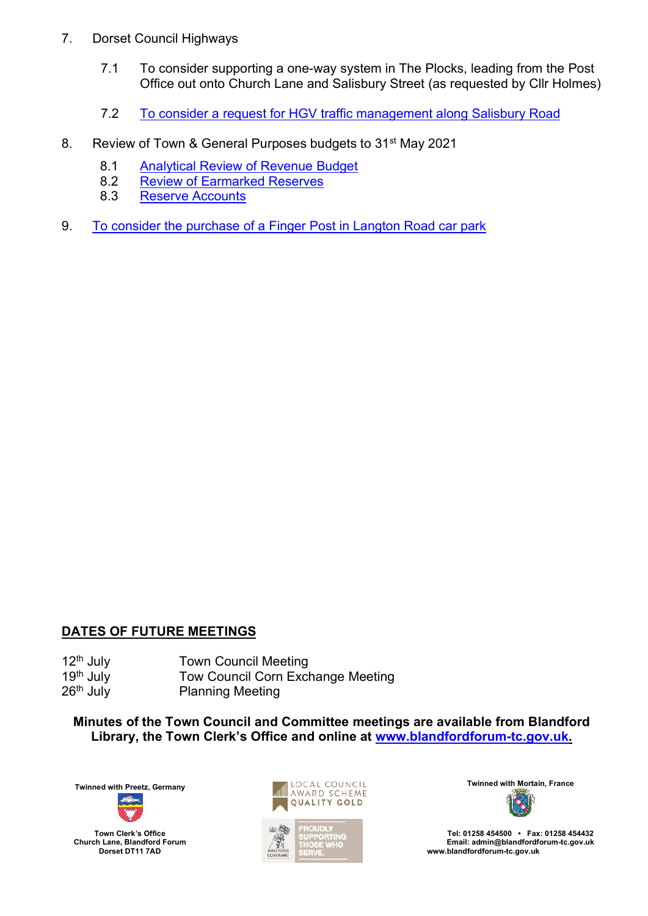7. Dorset Council Highways

   7.1 To consider supporting a one-way system in The Plocks, leading from the Post Office out onto Church Lane and Salisbury Street (as requested by Cllr Holmes)

   7.2 To consider a request for HGV traffic management along Salisbury Road

8. Review of Town & General Purposes budgets to 31st May 2021

   8.1 Analytical Review of Revenue Budget
   8.2 Review of Earmarked Reserves
   8.3 Reserve Accounts

9. To consider the purchase of a Finger Post in Langton Road car park

## DATES OF FUTURE MEETINGS

| | |
|---|---|
| 12th July | Town Council Meeting |
| 19th July | Tow Council Corn Exchange Meeting |
| 26th July | Planning Meeting |

**Minutes of the Town Council and Committee meetings are available from Blandford Library, the Town Clerk's Office and online at www.blandfordforum-tc.gov.uk.**

Twinned with Preetz, Germany

Town Clerk's Office
Church Lane, Blandford Forum
Dorset DT11 7AD

LOCAL COUNCIL AWARD SCHEME QUALITY GOLD

PROUDLY SUPPORTING THOSE WHO SERVE.

Twinned with Mortain, France

Tel: 01258 454500 • Fax: 01258 454432
Email: admin@blandfordforum-tc.gov.uk
www.blandfordforum-tc.gov.uk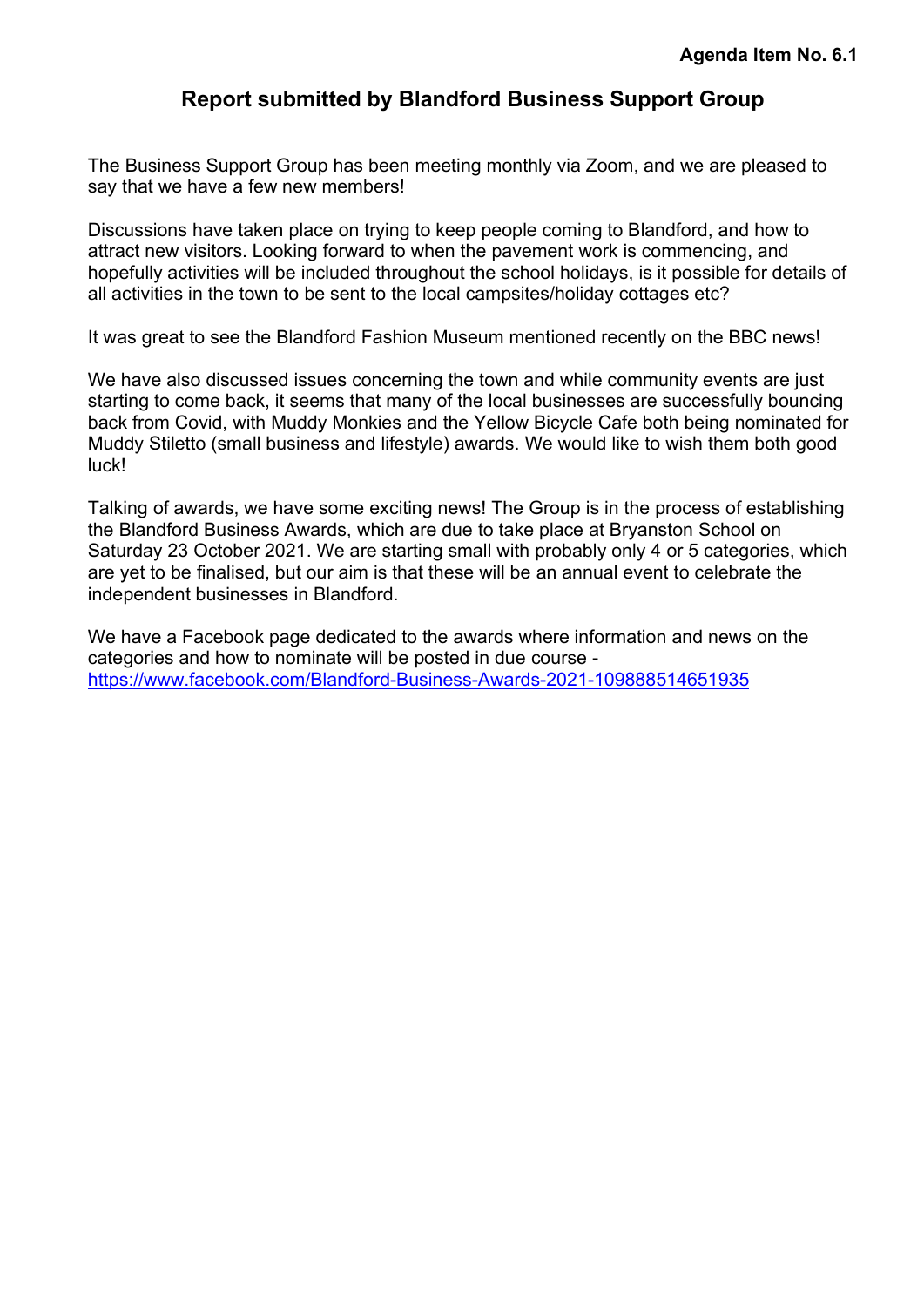**Agenda Item No. 6.1**

## Report submitted by Blandford Business Support Group

The Business Support Group has been meeting monthly via Zoom, and we are pleased to say that we have a few new members!

Discussions have taken place on trying to keep people coming to Blandford, and how to attract new visitors. Looking forward to when the pavement work is commencing, and hopefully activities will be included throughout the school holidays, is it possible for details of all activities in the town to be sent to the local campsites/holiday cottages etc?

It was great to see the Blandford Fashion Museum mentioned recently on the BBC news!

We have also discussed issues concerning the town and while community events are just starting to come back, it seems that many of the local businesses are successfully bouncing back from Covid, with Muddy Monkies and the Yellow Bicycle Cafe both being nominated for Muddy Stiletto (small business and lifestyle) awards. We would like to wish them both good luck!

Talking of awards, we have some exciting news! The Group is in the process of establishing the Blandford Business Awards, which are due to take place at Bryanston School on Saturday 23 October 2021. We are starting small with probably only 4 or 5 categories, which are yet to be finalised, but our aim is that these will be an annual event to celebrate the independent businesses in Blandford.

We have a Facebook page dedicated to the awards where information and news on the categories and how to nominate will be posted in due course - [https://www.facebook.com/Blandford-Business-Awards-2021-109888514651935](https://www.facebook.com/Blandford-Business-Awards-2021-109888514651935)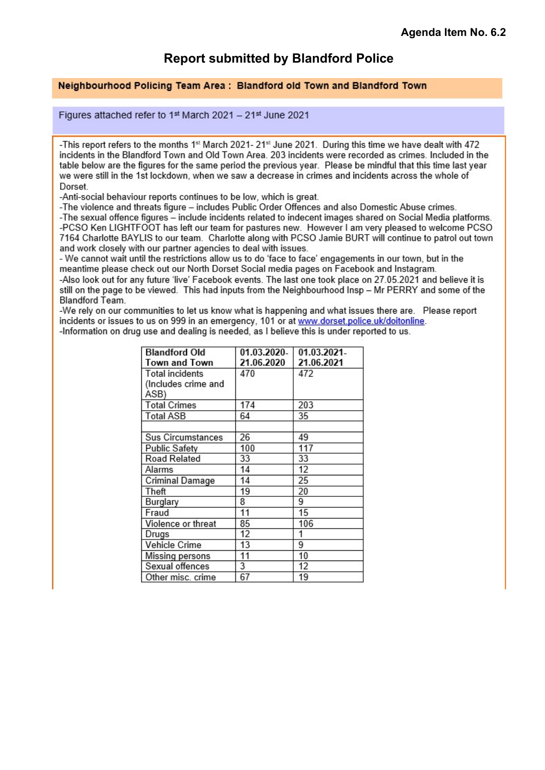**Agenda Item No. 6.2**

# Report submitted by Blandford Police

**Neighbourhood Policing Team Area : Blandford old Town and Blandford Town**

Figures attached refer to 1st March 2021 – 21st June 2021

-This report refers to the months 1st March 2021- 21st June 2021. During this time we have dealt with 472 incidents in the Blandford Town and Old Town Area. 203 incidents were recorded as crimes. Included in the table below are the figures for the same period the previous year. Please be mindful that this time last year we were still in the 1st lockdown, when we saw a decrease in crimes and incidents across the whole of Dorset.
-Anti-social behaviour reports continues to be low, which is great.
-The violence and threats figure – includes Public Order Offences and also Domestic Abuse crimes.
-The sexual offence figures – include incidents related to indecent images shared on Social Media platforms.
-PCSO Ken LIGHTFOOT has left our team for pastures new. However I am very pleased to welcome PCSO 7164 Charlotte BAYLIS to our team. Charlotte along with PCSO Jamie BURT will continue to patrol out town and work closely with our partner agencies to deal with issues.
- We cannot wait until the restrictions allow us to do 'face to face' engagements in our town, but in the meantime please check out our North Dorset Social media pages on Facebook and Instagram.
-Also look out for any future 'live' Facebook events. The last one took place on 27.05.2021 and believe it is still on the page to be viewed. This had inputs from the Neighbourhood Insp – Mr PERRY and some of the Blandford Team.
-We rely on our communities to let us know what is happening and what issues there are. Please report incidents or issues to us on 999 in an emergency, 101 or at www.dorset.police.uk/doitonline.
-Information on drug use and dealing is needed, as I believe this is under reported to us.

| Blandford Old Town and Town | 01.03.2020-21.06.2020 | 01.03.2021-21.06.2021 |
|---|---|---|
| Total incidents (Includes crime and ASB) | 470 | 472 |
| Total Crimes | 174 | 203 |
| Total ASB | 64 | 35 |
| | | |
| Sus Circumstances | 26 | 49 |
| Public Safety | 100 | 117 |
| Road Related | 33 | 33 |
| Alarms | 14 | 12 |
| Criminal Damage | 14 | 25 |
| Theft | 19 | 20 |
| Burglary | 8 | 9 |
| Fraud | 11 | 15 |
| Violence or threat | 85 | 106 |
| Drugs | 12 | 1 |
| Vehicle Crime | 13 | 9 |
| Missing persons | 11 | 10 |
| Sexual offences | 3 | 12 |
| Other misc. crime | 67 | 19 |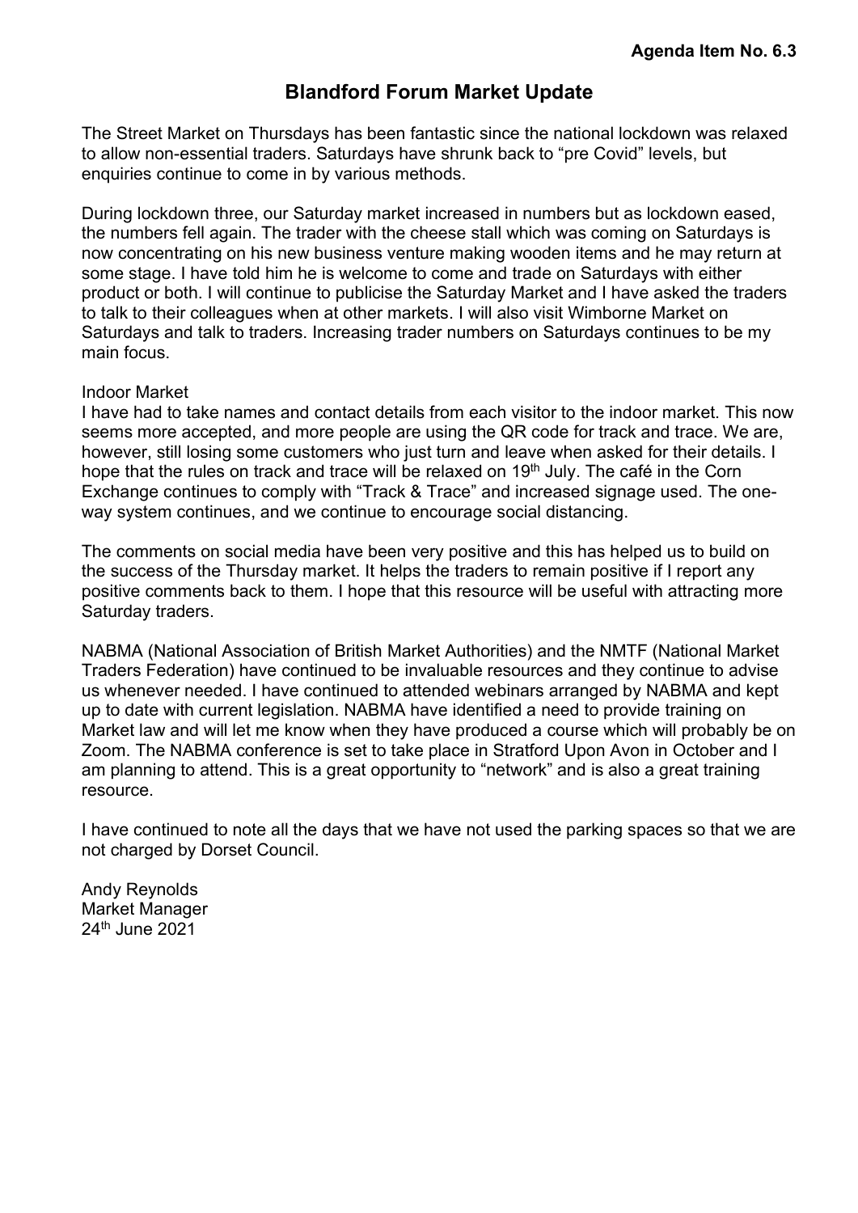**Agenda Item No. 6.3**

# Blandford Forum Market Update

The Street Market on Thursdays has been fantastic since the national lockdown was relaxed to allow non-essential traders. Saturdays have shrunk back to "pre Covid" levels, but enquiries continue to come in by various methods.

During lockdown three, our Saturday market increased in numbers but as lockdown eased, the numbers fell again. The trader with the cheese stall which was coming on Saturdays is now concentrating on his new business venture making wooden items and he may return at some stage. I have told him he is welcome to come and trade on Saturdays with either product or both. I will continue to publicise the Saturday Market and I have asked the traders to talk to their colleagues when at other markets. I will also visit Wimborne Market on Saturdays and talk to traders. Increasing trader numbers on Saturdays continues to be my main focus.

Indoor Market
I have had to take names and contact details from each visitor to the indoor market. This now seems more accepted, and more people are using the QR code for track and trace. We are, however, still losing some customers who just turn and leave when asked for their details. I hope that the rules on track and trace will be relaxed on 19th July. The café in the Corn Exchange continues to comply with "Track & Trace" and increased signage used. The one-way system continues, and we continue to encourage social distancing.

The comments on social media have been very positive and this has helped us to build on the success of the Thursday market. It helps the traders to remain positive if I report any positive comments back to them. I hope that this resource will be useful with attracting more Saturday traders.

NABMA (National Association of British Market Authorities) and the NMTF (National Market Traders Federation) have continued to be invaluable resources and they continue to advise us whenever needed. I have continued to attended webinars arranged by NABMA and kept up to date with current legislation. NABMA have identified a need to provide training on Market law and will let me know when they have produced a course which will probably be on Zoom. The NABMA conference is set to take place in Stratford Upon Avon in October and I am planning to attend. This is a great opportunity to "network" and is also a great training resource.

I have continued to note all the days that we have not used the parking spaces so that we are not charged by Dorset Council.

Andy Reynolds
Market Manager
24th June 2021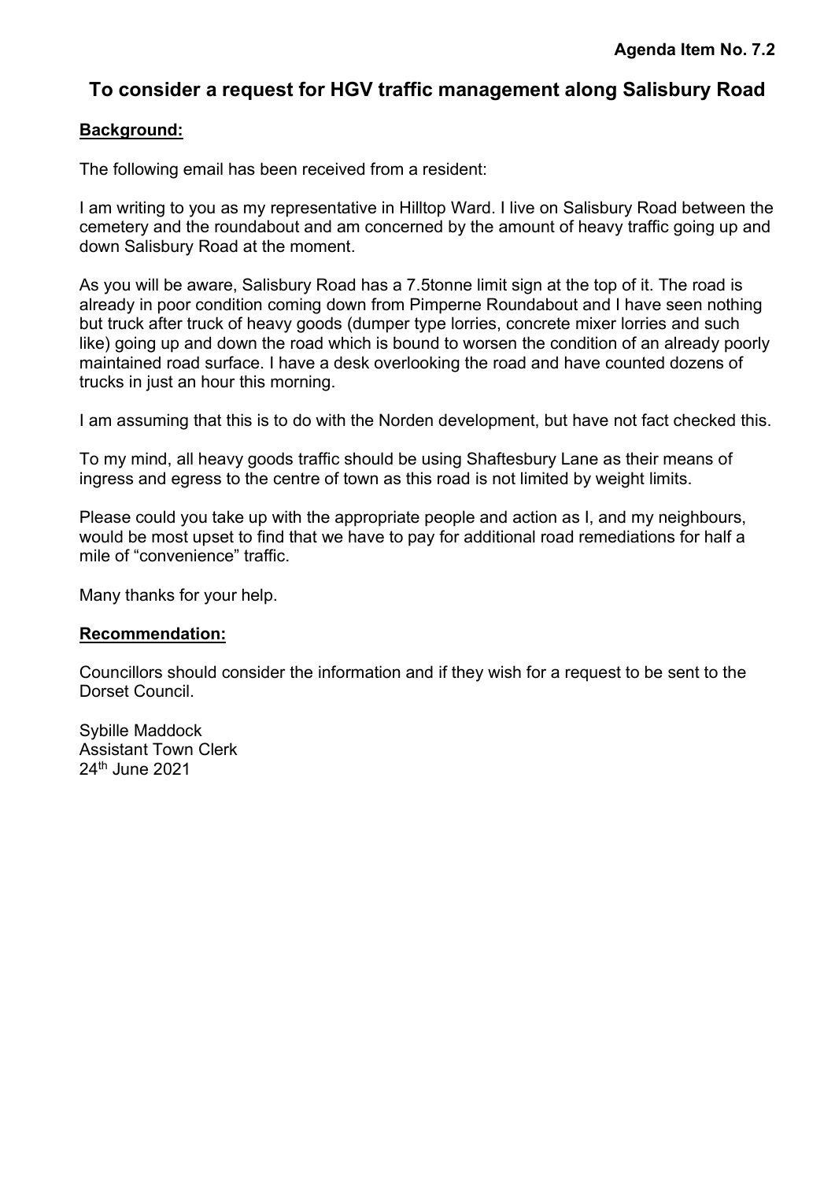**Agenda Item No. 7.2**

# To consider a request for HGV traffic management along Salisbury Road

**Background:**

The following email has been received from a resident:

I am writing to you as my representative in Hilltop Ward. I live on Salisbury Road between the cemetery and the roundabout and am concerned by the amount of heavy traffic going up and down Salisbury Road at the moment.

As you will be aware, Salisbury Road has a 7.5tonne limit sign at the top of it. The road is already in poor condition coming down from Pimperne Roundabout and I have seen nothing but truck after truck of heavy goods (dumper type lorries, concrete mixer lorries and such like) going up and down the road which is bound to worsen the condition of an already poorly maintained road surface. I have a desk overlooking the road and have counted dozens of trucks in just an hour this morning.

I am assuming that this is to do with the Norden development, but have not fact checked this.

To my mind, all heavy goods traffic should be using Shaftesbury Lane as their means of ingress and egress to the centre of town as this road is not limited by weight limits.

Please could you take up with the appropriate people and action as I, and my neighbours, would be most upset to find that we have to pay for additional road remediations for half a mile of "convenience" traffic.

Many thanks for your help.

**Recommendation:**

Councillors should consider the information and if they wish for a request to be sent to the Dorset Council.

Sybille Maddock
Assistant Town Clerk
24th June 2021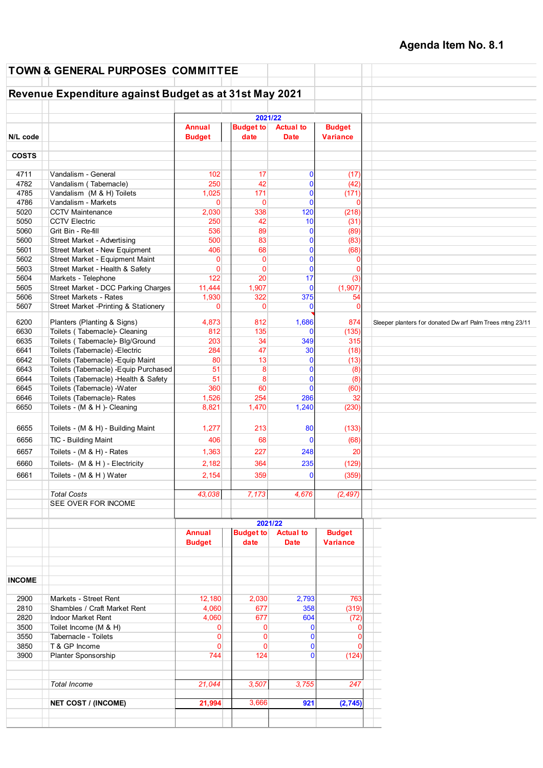**Agenda Item No. 8.1**

# TOWN & GENERAL PURPOSES COMMITTEE

## Revenue Expenditure against Budget as at 31st May 2021

| N/L code | | 2021/22 Annual Budget | Budget to date | Actual to Date | Budget Variance | |
|---|---|---|---|---|---|---|
| **COSTS** | | | | | | |
| 4711 | Vandalism - General | 102 | 17 | 0 | (17) | |
| 4782 | Vandalism ( Tabernacle) | 250 | 42 | 0 | (42) | |
| 4785 | Vandalism (M & H) Toilets | 1,025 | 171 | 0 | (171) | |
| 4786 | Vandalism - Markets | 0 | 0 | 0 | 0 | |
| 5020 | CCTV Maintenance | 2,030 | 338 | 120 | (218) | |
| 5050 | CCTV Electric | 250 | 42 | 10 | (31) | |
| 5060 | Grit Bin - Re-fill | 536 | 89 | 0 | (89) | |
| 5600 | Street Market - Advertising | 500 | 83 | 0 | (83) | |
| 5601 | Street Market - New Equipment | 406 | 68 | 0 | (68) | |
| 5602 | Street Market - Equipment Maint | 0 | 0 | 0 | 0 | |
| 5603 | Street Market - Health & Safety | 0 | 0 | 0 | 0 | |
| 5604 | Markets - Telephone | 122 | 20 | 17 | (3) | |
| 5605 | Street Market - DCC Parking Charges | 11,444 | 1,907 | 0 | (1,907) | |
| 5606 | Street Markets - Rates | 1,930 | 322 | 375 | 54 | |
| 5607 | Street Market -Printing & Stationery | 0 | 0 | 0 | 0 | |
| 6200 | Planters (Planting & Signs) | 4,873 | 812 | 1,686 | 874 | Sleeper planters for donated Dwarf Palm Trees mtng 23/11 |
| 6630 | Toilets ( Tabernacle)- Cleaning | 812 | 135 | 0 | (135) | |
| 6635 | Toilets ( Tabernacle)- Blg/Ground | 203 | 34 | 349 | 315 | |
| 6641 | Toilets (Tabernacle) -Electric | 284 | 47 | 30 | (18) | |
| 6642 | Toilets (Tabernacle) -Equip Maint | 80 | 13 | 0 | (13) | |
| 6643 | Toilets (Tabernacle) -Equip Purchased | 51 | 8 | 0 | (8) | |
| 6644 | Toilets (Tabernacle) -Health & Safety | 51 | 8 | 0 | (8) | |
| 6645 | Toilets (Tabernacle) -Water | 360 | 60 | 0 | (60) | |
| 6646 | Toilets (Tabernacle)- Rates | 1,526 | 254 | 286 | 32 | |
| 6650 | Toilets - (M & H )- Cleaning | 8,821 | 1,470 | 1,240 | (230) | |
| 6655 | Toilets - (M & H) - Building Maint | 1,277 | 213 | 80 | (133) | |
| 6656 | TIC - Building Maint | 406 | 68 | 0 | (68) | |
| 6657 | Toilets - (M & H) - Rates | 1,363 | 227 | 248 | 20 | |
| 6660 | Toilets- (M & H ) - Electricity | 2,182 | 364 | 235 | (129) | |
| 6661 | Toilets - (M & H ) Water | 2,154 | 359 | 0 | (359) | |
| | *Total Costs* | *43,038* | *7,173* | *4,676* | *(2,497)* | |
| | SEE OVER FOR INCOME | | | | | |

| | | 2021/22 Annual Budget | Budget to date | Actual to Date | Budget Variance |
|---|---|---|---|---|---|
| **INCOME** | | | | | |
| 2900 | Markets - Street Rent | 12,180 | 2,030 | 2,793 | 763 |
| 2810 | Shambles / Craft Market Rent | 4,060 | 677 | 358 | (319) |
| 2820 | Indoor Market Rent | 4,060 | 677 | 604 | (72) |
| 3500 | Toilet Income (M & H) | 0 | 0 | 0 | 0 |
| 3550 | Tabernacle - Toilets | 0 | 0 | 0 | 0 |
| 3850 | T & GP Income | 0 | 0 | 0 | 0 |
| 3900 | Planter Sponsorship | 744 | 124 | 0 | (124) |
| | *Total Income* | *21,044* | *3,507* | *3,755* | *247* |
| | **NET COST / (INCOME)** | **21,994** | 3,666 | **921** | **(2,745)** |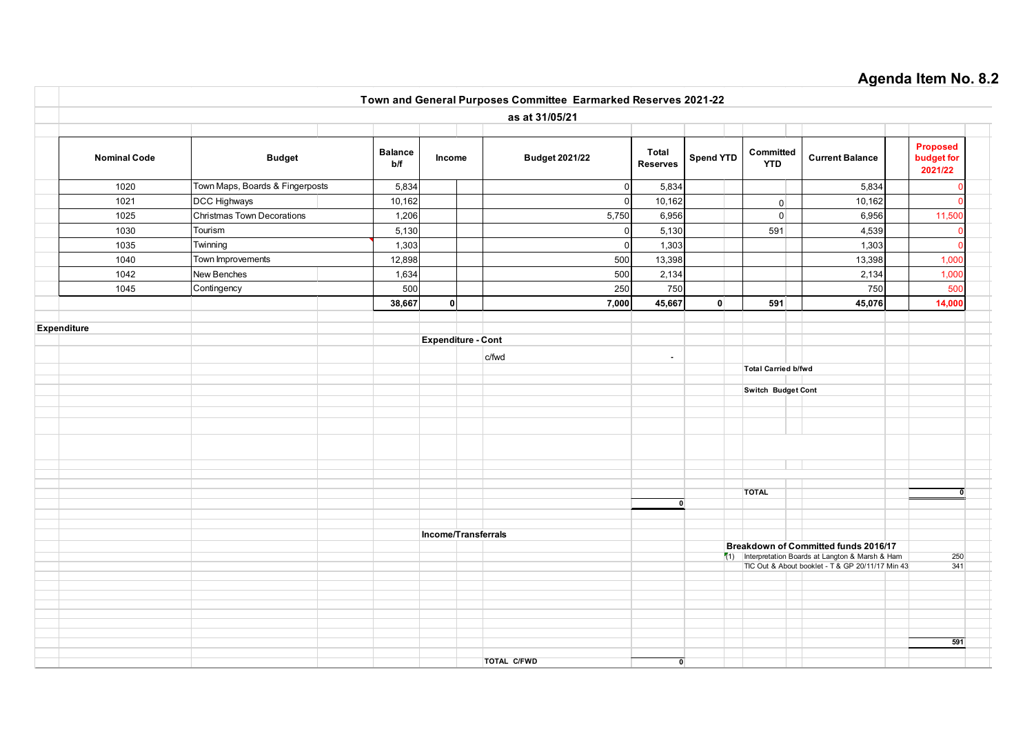# Agenda Item No. 8.2

## Town and General Purposes Committee Earmarked Reserves 2021-22

### as at 31/05/21

| Nominal Code | Budget | Balance b/f | Income | Budget 2021/22 | Total Reserves | Spend YTD | Committed YTD | Current Balance | Proposed budget for 2021/22 |
|---|---|---|---|---|---|---|---|---|---|
| 1020 | Town Maps, Boards & Fingerposts | 5,834 | | 0 | 5,834 | | | 5,834 | 0 |
| 1021 | DCC Highways | 10,162 | | 0 | 10,162 | | 0 | 10,162 | 0 |
| 1025 | Christmas Town Decorations | 1,206 | | 5,750 | 6,956 | | 0 | 6,956 | 11,500 |
| 1030 | Tourism | 5,130 | | 0 | 5,130 | | 591 | 4,539 | 0 |
| 1035 | Twinning | 1,303 | | 0 | 1,303 | | | 1,303 | 0 |
| 1040 | Town Improvements | 12,898 | | 500 | 13,398 | | | 13,398 | 1,000 |
| 1042 | New Benches | 1,634 | | 500 | 2,134 | | | 2,134 | 1,000 |
| 1045 | Contingency | 500 | | 250 | 750 | | | 750 | 500 |
| | | **38,667** | **0** | **7,000** | **45,667** | **0** | **591** | **45,076** | **14,000** |

**Expenditure**

**Expenditure - Cont**

c/fwd -

**Total Carried b/fwd**

**Switch Budget Cont**

**TOTAL** 0

0

**Income/Transferrals**

**Breakdown of Committed funds 2016/17**

| | | |
|---|---|---|
| (1) | Interpretation Boards at Langton & Marsh & Ham | 250 |
| | TIC Out & About booklet - T & GP 20/11/17 Min 43 | 341 |
| | | **591** |

**TOTAL C/FWD** 0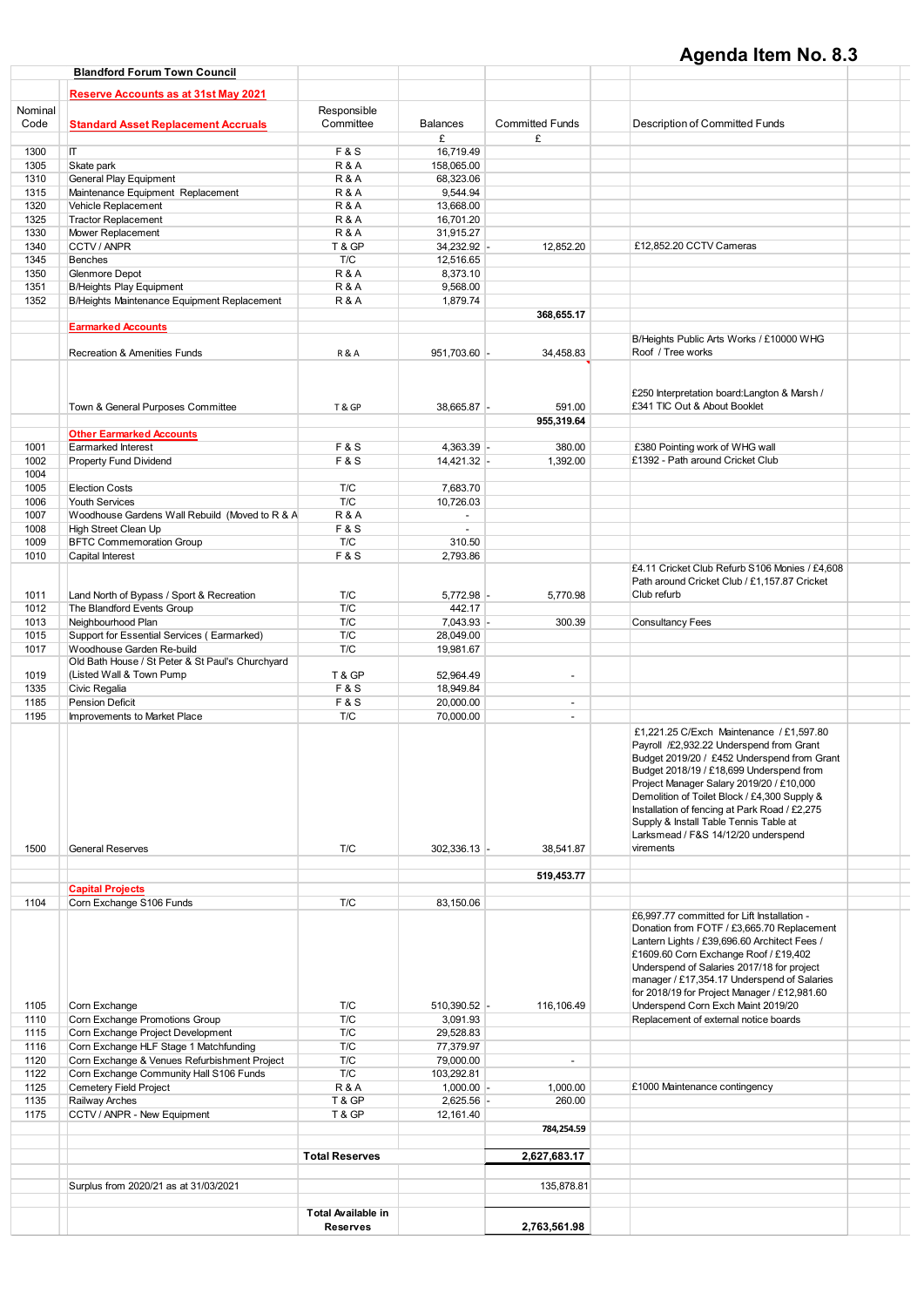# Agenda Item No. 8.3

**Blandford Forum Town Council**

**Reserve Accounts as at 31st May 2021**

| Nominal Code | Standard Asset Replacement Accruals | Responsible Committee | Balances | Committed Funds | Description of Committed Funds |
|---|---|---|---|---|---|
| | | | £ | £ | |
| 1300 | IT | F & S | 16,719.49 | | |
| 1305 | Skate park | R & A | 158,065.00 | | |
| 1310 | General Play Equipment | R & A | 68,323.06 | | |
| 1315 | Maintenance Equipment Replacement | R & A | 9,544.94 | | |
| 1320 | Vehicle Replacement | R & A | 13,668.00 | | |
| 1325 | Tractor Replacement | R & A | 16,701.20 | | |
| 1330 | Mower Replacement | R & A | 31,915.27 | | |
| 1340 | CCTV / ANPR | T & GP | 34,232.92 | - 12,852.20 | £12,852.20 CCTV Cameras |
| 1345 | Benches | T/C | 12,516.65 | | |
| 1350 | Glenmore Depot | R & A | 8,373.10 | | |
| 1351 | B/Heights Play Equipment | R & A | 9,568.00 | | |
| 1352 | B/Heights Maintenance Equipment Replacement | R & A | 1,879.74 | | |
| | | | | **368,655.17** | |
| | **Earmarked Accounts** | | | | |
| | Recreation & Amenities Funds | R & A | 951,703.60 | - 34,458.83 | B/Heights Public Arts Works / £10000 WHG Roof / Tree works |
| | Town & General Purposes Committee | T & GP | 38,665.87 | - 591.00 | £250 Interpretation board:Langton & Marsh / £341 TIC Out & About Booklet |
| | | | | **955,319.64** | |
| | **Other Earmarked Accounts** | | | | |
| 1001 | Earmarked Interest | F & S | 4,363.39 | - 380.00 | £380 Pointing work of WHG wall |
| 1002 | Property Fund Dividend | F & S | 14,421.32 | - 1,392.00 | £1392 - Path around Cricket Club |
| 1004 | | | | | |
| 1005 | Election Costs | T/C | 7,683.70 | | |
| 1006 | Youth Services | T/C | 10,726.03 | | |
| 1007 | Woodhouse Gardens Wall Rebuild (Moved to R & A | R & A | - | | |
| 1008 | High Street Clean Up | F & S | - | | |
| 1009 | BFTC Commemoration Group | T/C | 310.50 | | |
| 1010 | Capital Interest | F & S | 2,793.86 | | |
| 1011 | Land North of Bypass / Sport & Recreation | T/C | 5,772.98 | - 5,770.98 | £4.11 Cricket Club Refurb S106 Monies / £4,608 Path around Cricket Club / £1,157.87 Cricket Club refurb |
| 1012 | The Blandford Events Group | T/C | 442.17 | | |
| 1013 | Neighbourhood Plan | T/C | 7,043.93 | - 300.39 | Consultancy Fees |
| 1015 | Support for Essential Services ( Earmarked) | T/C | 28,049.00 | | |
| 1017 | Woodhouse Garden Re-build | T/C | 19,981.67 | | |
| 1019 | Old Bath House / St Peter & St Paul's Churchyard (Listed Wall & Town Pump | T & GP | 52,964.49 | - | |
| 1335 | Civic Regalia | F & S | 18,949.84 | | |
| 1185 | Pension Deficit | F & S | 20,000.00 | - | |
| 1195 | Improvements to Market Place | T/C | 70,000.00 | - | |
| 1500 | General Reserves | T/C | 302,336.13 | - 38,541.87 | £1,221.25 C/Exch Maintenance / £1,597.80 Payroll /£2,932.22 Underspend from Grant Budget 2019/20 / £452 Underspend from Grant Budget 2018/19 / £18,699 Underspend from Project Manager Salary 2019/20 / £10,000 Demolition of Toilet Block / £4,300 Supply & Installation of fencing at Park Road / £2,275 Supply & Install Table Tennis Table at Larksmead / F&S 14/12/20 underspend virements |
| | | | | **519,453.77** | |
| | **Capital Projects** | | | | |
| 1104 | Corn Exchange S106 Funds | T/C | 83,150.06 | | |
| 1105 | Corn Exchange | T/C | 510,390.52 | - 116,106.49 | £6,997.77 committed for Lift Installation - Donation from FOTF / £3,665.70 Replacement Lantern Lights / £39,696.60 Architect Fees / £1609.60 Corn Exchange Roof / £19,402 Underspend of Salaries 2017/18 for project manager / £17,354.17 Underspend of Salaries for 2018/19 for Project Manager / £12,981.60 Underspend Corn Exch Maint 2019/20 |
| 1110 | Corn Exchange Promotions Group | T/C | 3,091.93 | | Replacement of external notice boards |
| 1115 | Corn Exchange Project Development | T/C | 29,528.83 | | |
| 1116 | Corn Exchange HLF Stage 1 Matchfunding | T/C | 77,379.97 | | |
| 1120 | Corn Exchange & Venues Refurbishment Project | T/C | 79,000.00 | - | |
| 1122 | Corn Exchange Community Hall S106 Funds | T/C | 103,292.81 | | |
| 1125 | Cemetery Field Project | R & A | 1,000.00 | - 1,000.00 | £1000 Maintenance contingency |
| 1135 | Railway Arches | T & GP | 2,625.56 | - 260.00 | |
| 1175 | CCTV / ANPR - New Equipment | T & GP | 12,161.40 | | |
| | | | | **784,254.59** | |
| | | **Total Reserves** | | **2,627,683.17** | |
| | Surplus from 2020/21 as at 31/03/2021 | | | 135,878.81 | |
| | | **Total Available in Reserves** | | **2,763,561.98** | |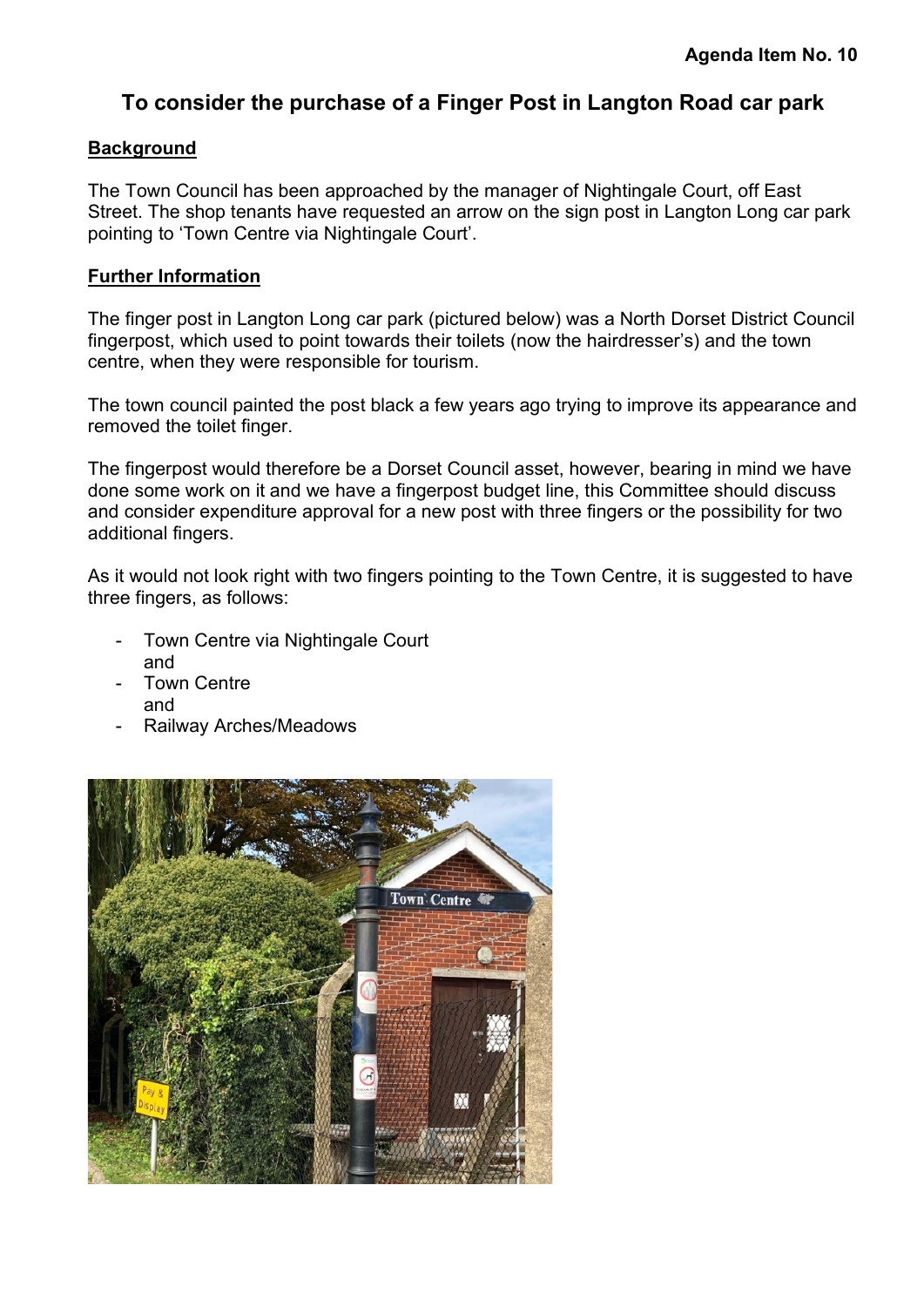Agenda Item No. 10

## To consider the purchase of a Finger Post in Langton Road car park

**Background**

The Town Council has been approached by the manager of Nightingale Court, off East Street. The shop tenants have requested an arrow on the sign post in Langton Long car park pointing to 'Town Centre via Nightingale Court'.

**Further Information**

The finger post in Langton Long car park (pictured below) was a North Dorset District Council fingerpost, which used to point towards their toilets (now the hairdresser's) and the town centre, when they were responsible for tourism.

The town council painted the post black a few years ago trying to improve its appearance and removed the toilet finger.

The fingerpost would therefore be a Dorset Council asset, however, bearing in mind we have done some work on it and we have a fingerpost budget line, this Committee should discuss and consider expenditure approval for a new post with three fingers or the possibility for two additional fingers.

As it would not look right with two fingers pointing to the Town Centre, it is suggested to have three fingers, as follows:

- Town Centre via Nightingale Court
  and
- Town Centre
  and
- Railway Arches/Meadows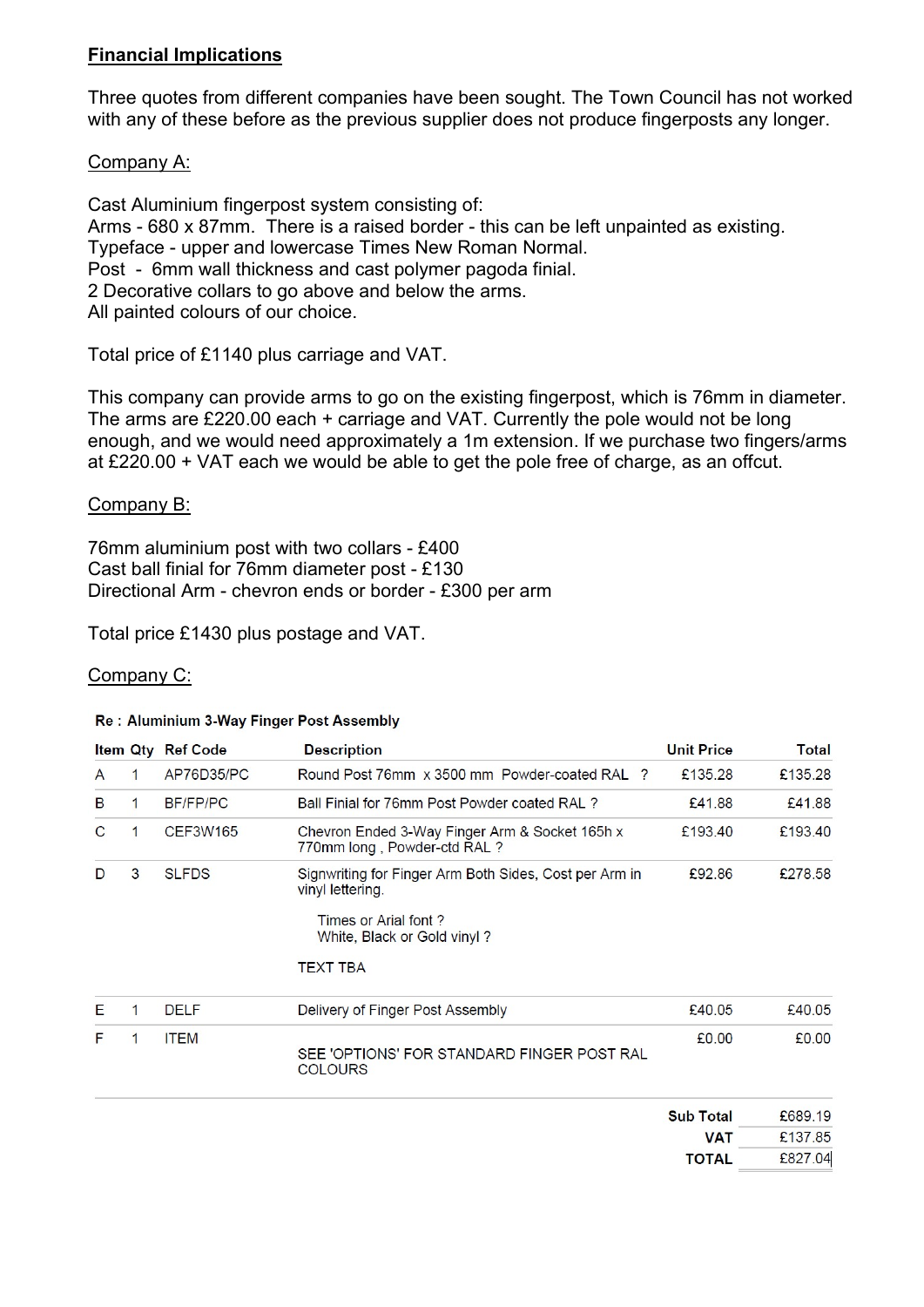**Financial Implications**

Three quotes from different companies have been sought. The Town Council has not worked with any of these before as the previous supplier does not produce fingerposts any longer.

Company A:

Cast Aluminium fingerpost system consisting of:
Arms - 680 x 87mm. There is a raised border - this can be left unpainted as existing.
Typeface - upper and lowercase Times New Roman Normal.
Post - 6mm wall thickness and cast polymer pagoda finial.
2 Decorative collars to go above and below the arms.
All painted colours of our choice.

Total price of £1140 plus carriage and VAT.

This company can provide arms to go on the existing fingerpost, which is 76mm in diameter. The arms are £220.00 each + carriage and VAT. Currently the pole would not be long enough, and we would need approximately a 1m extension. If we purchase two fingers/arms at £220.00 + VAT each we would be able to get the pole free of charge, as an offcut.

Company B:

76mm aluminium post with two collars - £400
Cast ball finial for 76mm diameter post - £130
Directional Arm - chevron ends or border - £300 per arm

Total price £1430 plus postage and VAT.

Company C:

**Re : Aluminium 3-Way Finger Post Assembly**

| Item | Qty | Ref Code | Description | Unit Price | Total |
|---|---|---|---|---|---|
| A | 1 | AP76D35/PC | Round Post 76mm x 3500 mm Powder-coated RAL ? | £135.28 | £135.28 |
| B | 1 | BF/FP/PC | Ball Finial for 76mm Post Powder coated RAL ? | £41.88 | £41.88 |
| C | 1 | CEF3W165 | Chevron Ended 3-Way Finger Arm & Socket 165h x 770mm long , Powder-ctd RAL ? | £193.40 | £193.40 |
| D | 3 | SLFDS | Signwriting for Finger Arm Both Sides, Cost per Arm in vinyl lettering. Times or Arial font ? White, Black or Gold vinyl ? TEXT TBA | £92.86 | £278.58 |
| E | 1 | DELF | Delivery of Finger Post Assembly | £40.05 | £40.05 |
| F | 1 | ITEM | SEE 'OPTIONS' FOR STANDARD FINGER POST RAL COLOURS | £0.00 | £0.00 |
| | | | | **Sub Total** | £689.19 |
| | | | | **VAT** | £137.85 |
| | | | | **TOTAL** | £827.04 |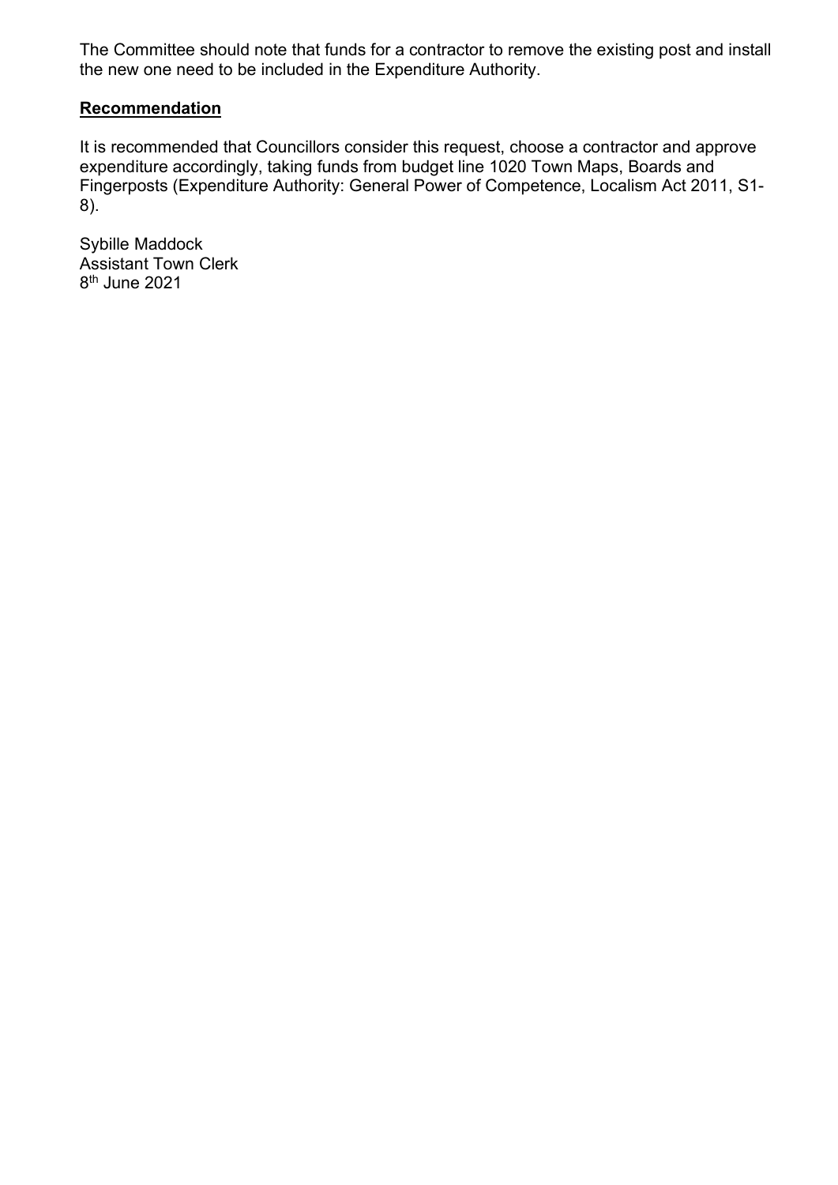The Committee should note that funds for a contractor to remove the existing post and install the new one need to be included in the Expenditure Authority.

**Recommendation**

It is recommended that Councillors consider this request, choose a contractor and approve expenditure accordingly, taking funds from budget line 1020 Town Maps, Boards and Fingerposts (Expenditure Authority: General Power of Competence, Localism Act 2011, S1-8).

Sybille Maddock
Assistant Town Clerk
8th June 2021